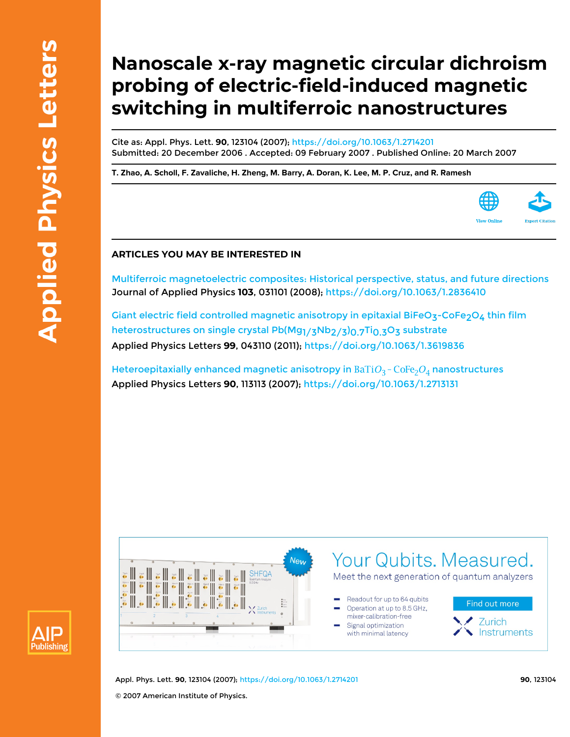# Nanoscale x-ray magnetic circular dichroism probing of electric-field-induced magnetic switching in multiferroic nanostructures

Cite as: Appl. Phys. Lett. **90**, 123104 (2007); https://doi.org/10.1063/1.2714201
Submitted: 20 December 2006 . Accepted: 09 February 2007 . Published Online: 20 March 2007

**T. Zhao, A. Scholl, F. Zavaliche, H. Zheng, M. Barry, A. Doran, K. Lee, M. P. Cruz, and R. Ramesh**

View Online

Export Citation

## ARTICLES YOU MAY BE INTERESTED IN

Multiferroic magnetoelectric composites: Historical perspective, status, and future directions
Journal of Applied Physics **103**, 031101 (2008); https://doi.org/10.1063/1.2836410

Giant electric field controlled magnetic anisotropy in epitaxial $BiFeO_3$-$CoFe_2O_4$ thin film heterostructures on single crystal $Pb(Mg_{1/3}Nb_{2/3})_{0.7}Ti_{0.3}O_3$ substrate
Applied Physics Letters **99**, 043110 (2011); https://doi.org/10.1063/1.3619836

Heteroepitaxially enhanced magnetic anisotropy in $BaTiO_3$-$CoFe_2O_4$ nanostructures
Applied Physics Letters **90**, 113113 (2007); https://doi.org/10.1063/1.2713131

© 2007 American Institute of Physics.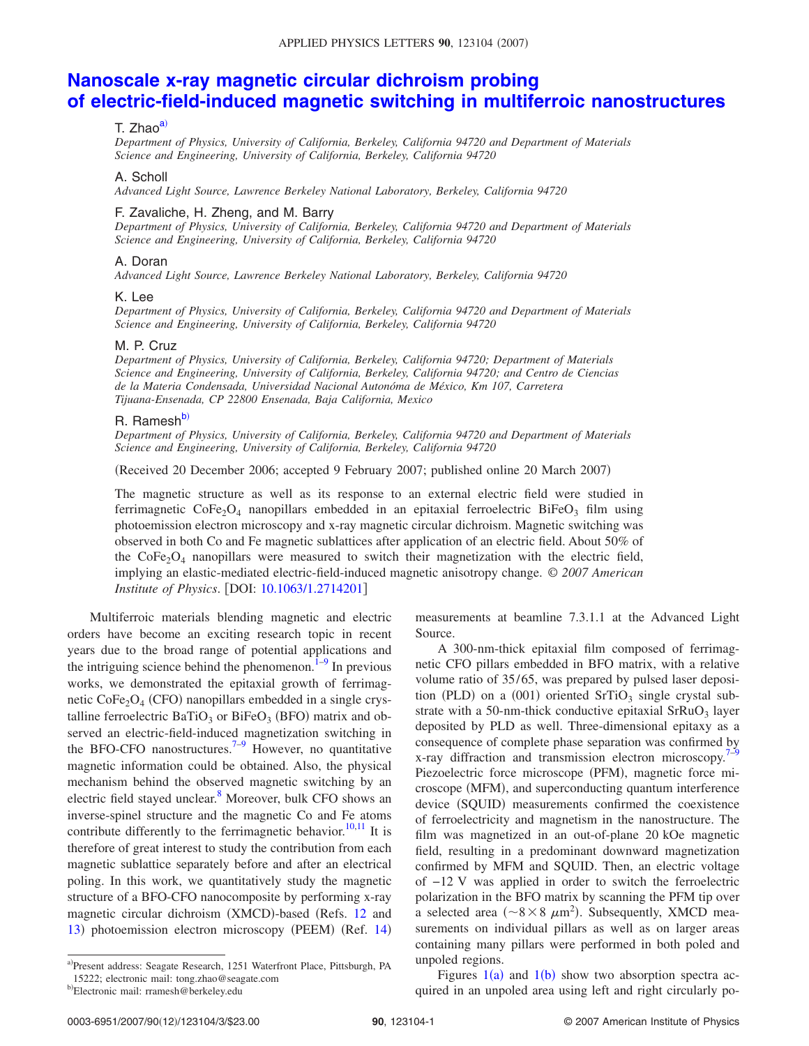# Nanoscale x-ray magnetic circular dichroism probing of electric-field-induced magnetic switching in multiferroic nanostructures

T. Zhao[a)]

*Department of Physics, University of California, Berkeley, California 94720 and Department of Materials Science and Engineering, University of California, Berkeley, California 94720*

A. Scholl

*Advanced Light Source, Lawrence Berkeley National Laboratory, Berkeley, California 94720*

F. Zavaliche, H. Zheng, and M. Barry

*Department of Physics, University of California, Berkeley, California 94720 and Department of Materials Science and Engineering, University of California, Berkeley, California 94720*

A. Doran

*Advanced Light Source, Lawrence Berkeley National Laboratory, Berkeley, California 94720*

K. Lee

*Department of Physics, University of California, Berkeley, California 94720 and Department of Materials Science and Engineering, University of California, Berkeley, California 94720*

M. P. Cruz

*Department of Physics, University of California, Berkeley, California 94720; Department of Materials Science and Engineering, University of California, Berkeley, California 94720; and Centro de Ciencias de la Materia Condensada, Universidad Nacional Autónoma de México, Km 107, Carretera Tijuana-Ensenada, CP 22800 Ensenada, Baja California, Mexico*

R. Ramesh[b)]

*Department of Physics, University of California, Berkeley, California 94720 and Department of Materials Science and Engineering, University of California, Berkeley, California 94720*

(Received 20 December 2006; accepted 9 February 2007; published online 20 March 2007)

The magnetic structure as well as its response to an external electric field were studied in ferrimagnetic $CoFe_2O_4$ nanopillars embedded in an epitaxial ferroelectric $BiFeO_3$ film using photoemission electron microscopy and x-ray magnetic circular dichroism. Magnetic switching was observed in both Co and Fe magnetic sublattices after application of an electric field. About 50% of the $CoFe_2O_4$ nanopillars were measured to switch their magnetization with the electric field, implying an elastic-mediated electric-field-induced magnetic anisotropy change. *© 2007 American Institute of Physics*. [DOI: 10.1063/1.2714201]

Multiferroic materials blending magnetic and electric orders have become an exciting research topic in recent years due to the broad range of potential applications and the intriguing science behind the phenomenon.[1–9] In previous works, we demonstrated the epitaxial growth of ferrimagnetic $CoFe_2O_4$ (CFO) nanopillars embedded in a single crystalline ferroelectric $BaTiO_3$ or $BiFeO_3$ (BFO) matrix and observed an electric-field-induced magnetization switching in the BFO-CFO nanostructures.[7–9] However, no quantitative magnetic information could be obtained. Also, the physical mechanism behind the observed magnetic switching by an electric field stayed unclear.[8] Moreover, bulk CFO shows an inverse-spinel structure and the magnetic Co and Fe atoms contribute differently to the ferrimagnetic behavior.[10,11] It is therefore of great interest to study the contribution from each magnetic sublattice separately before and after an electrical poling. In this work, we quantitatively study the magnetic structure of a BFO-CFO nanocomposite by performing x-ray magnetic circular dichroism (XMCD)-based (Refs. 12 and 13) photoemission electron microscopy (PEEM) (Ref. 14) measurements at beamline 7.3.1.1 at the Advanced Light Source.

A 300-nm-thick epitaxial film composed of ferrimagnetic CFO pillars embedded in BFO matrix, with a relative volume ratio of 35/65, was prepared by pulsed laser deposition (PLD) on a (001) oriented $SrTiO_3$ single crystal substrate with a 50-nm-thick conductive epitaxial $SrRuO_3$ layer deposited by PLD as well. Three-dimensional epitaxy as a consequence of complete phase separation was confirmed by x-ray diffraction and transmission electron microscopy.[7–9] Piezoelectric force microscope (PFM), magnetic force microscope (MFM), and superconducting quantum interference device (SQUID) measurements confirmed the coexistence of ferroelectricity and magnetism in the nanostructure. The film was magnetized in an out-of-plane 20 kOe magnetic field, resulting in a predominant downward magnetization confirmed by MFM and SQUID. Then, an electric voltage of −12 V was applied in order to switch the ferroelectric polarization in the BFO matrix by scanning the PFM tip over a selected area ($\sim 8 \times 8\ \mu m^2$). Subsequently, XMCD measurements on individual pillars as well as on larger areas containing many pillars were performed in both poled and unpoled regions.

Figures 1(a) and 1(b) show two absorption spectra acquired in an unpoled area using left and right circularly po-

---

a)Present address: Seagate Research, 1251 Waterfront Place, Pittsburgh, PA 15222; electronic mail: tong.zhao@seagate.com

b)Electronic mail: rramesh@berkeley.edu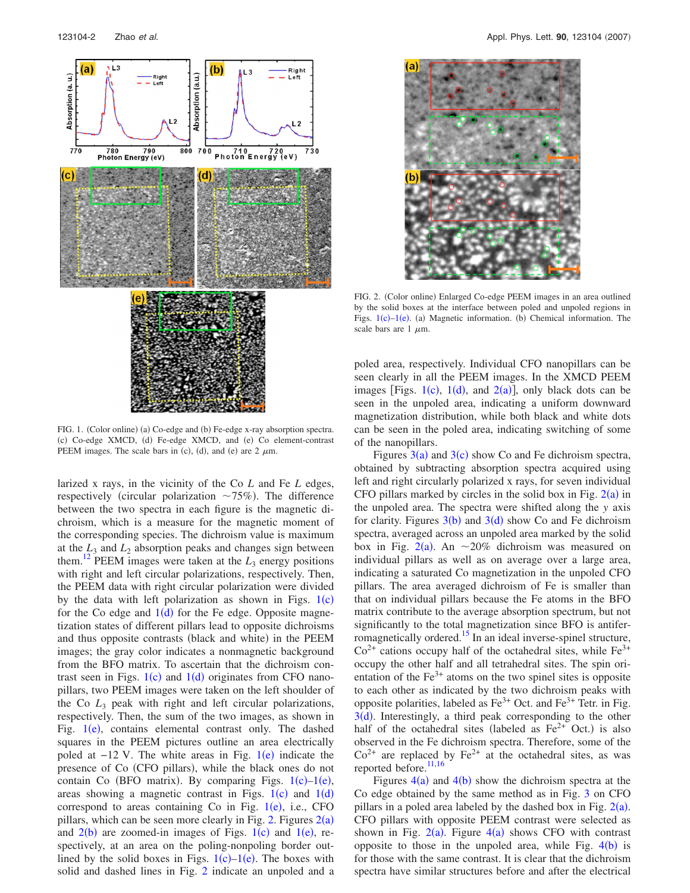FIG. 1. (Color online) (a) Co-edge and (b) Fe-edge x-ray absorption spectra. (c) Co-edge XMCD, (d) Fe-edge XMCD, and (e) Co element-contrast PEEM images. The scale bars in (c), (d), and (e) are 2 $\mu$m.

larized x rays, in the vicinity of the Co $L$ and Fe $L$ edges, respectively (circular polarization ~75%). The difference between the two spectra in each figure is the magnetic dichroism, which is a measure for the magnetic moment of the corresponding species. The dichroism value is maximum at the $L_3$ and $L_2$ absorption peaks and changes sign between them.[12] PEEM images were taken at the $L_3$ energy positions with right and left circular polarizations, respectively. Then, the PEEM data with right circular polarization were divided by the data with left polarization as shown in Figs. 1(c) for the Co edge and 1(d) for the Fe edge. Opposite magnetization states of different pillars lead to opposite dichroisms and thus opposite contrasts (black and white) in the PEEM images; the gray color indicates a nonmagnetic background from the BFO matrix. To ascertain that the dichroism contrast seen in Figs. 1(c) and 1(d) originates from CFO nanopillars, two PEEM images were taken on the left shoulder of the Co $L_3$ peak with right and left circular polarizations, respectively. Then, the sum of the two images, as shown in Fig. 1(e), contains elemental contrast only. The dashed squares in the PEEM pictures outline an area electrically poled at −12 V. The white areas in Fig. 1(e) indicate the presence of Co (CFO pillars), while the black ones do not contain Co (BFO matrix). By comparing Figs. 1(c)–1(e), areas showing a magnetic contrast in Figs. 1(c) and 1(d) correspond to areas containing Co in Fig. 1(e), i.e., CFO pillars, which can be seen more clearly in Fig. 2. Figures 2(a) and 2(b) are zoomed-in images of Figs. 1(c) and 1(e), respectively, at an area on the poling-nonpoling border outlined by the solid boxes in Figs. 1(c)–1(e). The boxes with solid and dashed lines in Fig. 2 indicate an unpoled and a poled area, respectively. Individual CFO nanopillars can be seen clearly in all the PEEM images. In the XMCD PEEM images [Figs. 1(c), 1(d), and 2(a)], only black dots can be seen in the unpoled area, indicating a uniform downward magnetization distribution, while both black and white dots can be seen in the poled area, indicating switching of some of the nanopillars.

FIG. 2. (Color online) Enlarged Co-edge PEEM images in an area outlined by the solid boxes at the interface between poled and unpoled regions in Figs. 1(c)–1(e). (a) Magnetic information. (b) Chemical information. The scale bars are 1 $\mu$m.

Figures 3(a) and 3(c) show Co and Fe dichroism spectra, obtained by subtracting absorption spectra acquired using left and right circularly polarized x rays, for seven individual CFO pillars marked by circles in the solid box in Fig. 2(a) in the unpoled area. The spectra were shifted along the $y$ axis for clarity. Figures 3(b) and 3(d) show Co and Fe dichroism spectra, averaged across an unpoled area marked by the solid box in Fig. 2(a). An ~20% dichroism was measured on individual pillars as well as on average over a large area, indicating a saturated Co magnetization in the unpoled CFO pillars. The area averaged dichroism of Fe is smaller than that on individual pillars because the Fe atoms in the BFO matrix contribute to the average absorption spectrum, but not significantly to the total magnetization since BFO is antiferromagnetically ordered.[15] In an ideal inverse-spinel structure, $Co^{2+}$ cations occupy half of the octahedral sites, while $Fe^{3+}$ occupy the other half and all tetrahedral sites. The spin orientation of the $Fe^{3+}$ atoms on the two spinel sites is opposite to each other as indicated by the two dichroism peaks with opposite polarities, labeled as $Fe^{3+}$ Oct. and $Fe^{3+}$ Tetr. in Fig. 3(d). Interestingly, a third peak corresponding to the other half of the octahedral sites (labeled as $Fe^{2+}$ Oct.) is also observed in the Fe dichroism spectra. Therefore, some of the $Co^{2+}$ are replaced by $Fe^{2+}$ at the octahedral sites, as was reported before.[11,16]

Figures 4(a) and 4(b) show the dichroism spectra at the Co edge obtained by the same method as in Fig. 3 on CFO pillars in a poled area labeled by the dashed box in Fig. 2(a). CFO pillars with opposite PEEM contrast were selected as shown in Fig. 2(a). Figure 4(a) shows CFO with contrast opposite to those in the unpoled area, while Fig. 4(b) is for those with the same contrast. It is clear that the dichroism spectra have similar structures before and after the electrical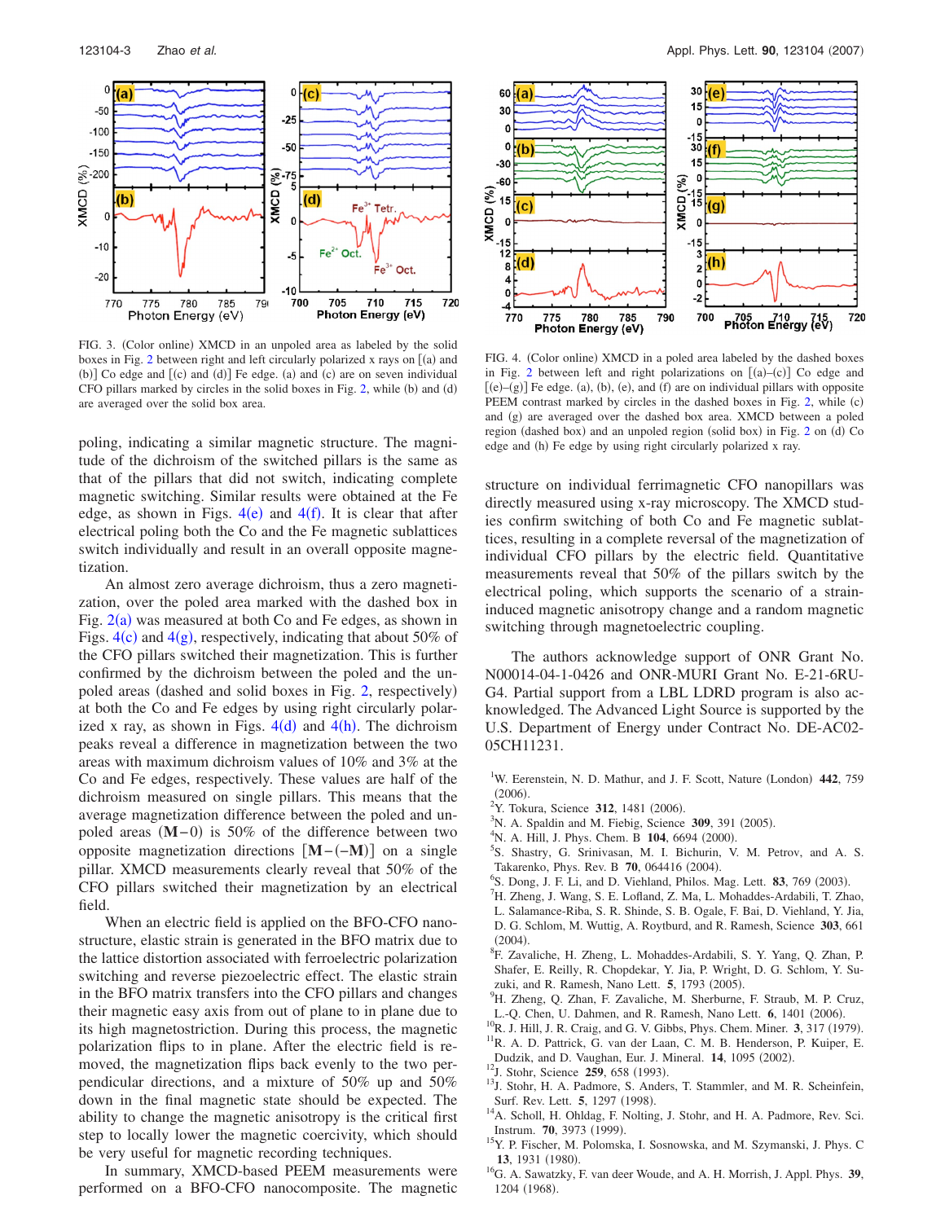(a)
0
-50
-100
-150
-200
XMCD (%)
(b)
0
-10
-20
770 775 780 785 790
Photon Energy (eV)

(c)
0
-25
-50
-75
XMCD (%)
5
(d)
0
-5
-10
$Fe^{3+}$ Tetr.
$Fe^{2+}$ Oct.
$Fe^{3+}$ Oct.
700 705 710 715 720
Photon Energy (eV)

FIG. 3. (Color online) XMCD in an unpoled area as labeled by the solid boxes in Fig. 2 between right and left circularly polarized x rays on [(a) and (b)] Co edge and [(c) and (d)] Fe edge. (a) and (c) are on seven individual CFO pillars marked by circles in the solid boxes in Fig. 2, while (b) and (d) are averaged over the solid box area.

(a)
60
30
0
(b)
0
-30
-60
(c)
15
0
-15
(d)
12
8
4
0
-4
XMCD (%)
770 775 780 785 790
Photon Energy (eV)

(e)
30
15
0
-15
(f)
30
15
0
-15
(g)
15
0
-15
(h)
3
2
0
-2
XMCD (%)
700 705 710 715 720
Photon Energy (eV)

FIG. 4. (Color online) XMCD in a poled area labeled by the dashed boxes in Fig. 2 between left and right polarizations on [(a)–(c)] Co edge and [(e)–(g)] Fe edge. (a), (b), (e), and (f) are on individual pillars with opposite PEEM contrast marked by circles in the dashed boxes in Fig. 2, while (c) and (g) are averaged over the dashed box area. XMCD between a poled region (dashed box) and an unpoled region (solid box) in Fig. 2 on (d) Co edge and (h) Fe edge by using right circularly polarized x ray.

poling, indicating a similar magnetic structure. The magnitude of the dichroism of the switched pillars is the same as that of the pillars that did not switch, indicating complete magnetic switching. Similar results were obtained at the Fe edge, as shown in Figs. 4(e) and 4(f). It is clear that after electrical poling both the Co and the Fe magnetic sublattices switch individually and result in an overall opposite magnetization.

An almost zero average dichroism, thus a zero magnetization, over the poled area marked with the dashed box in Fig. 2(a) was measured at both Co and Fe edges, as shown in Figs. 4(c) and 4(g), respectively, indicating that about 50% of the CFO pillars switched their magnetization. This is further confirmed by the dichroism between the poled and the unpoled areas (dashed and solid boxes in Fig. 2, respectively) at both the Co and Fe edges by using right circularly polarized x ray, as shown in Figs. 4(d) and 4(h). The dichroism peaks reveal a difference in magnetization between the two areas with maximum dichroism values of 10% and 3% at the Co and Fe edges, respectively. These values are half of the dichroism measured on single pillars. This means that the average magnetization difference between the poled and unpoled areas $(\mathbf{M}-0)$ is 50% of the difference between two opposite magnetization directions $[\mathbf{M}-(-\mathbf{M})]$ on a single pillar. XMCD measurements clearly reveal that 50% of the CFO pillars switched their magnetization by an electrical field.

When an electric field is applied on the BFO-CFO nanostructure, elastic strain is generated in the BFO matrix due to the lattice distortion associated with ferroelectric polarization switching and reverse piezoelectric effect. The elastic strain in the BFO matrix transfers into the CFO pillars and changes their magnetic easy axis from out of plane to in plane due to its high magnetostriction. During this process, the magnetic polarization flips to in plane. After the electric field is removed, the magnetization flips back evenly to the two perpendicular directions, and a mixture of 50% up and 50% down in the final magnetic state should be expected. The ability to change the magnetic anisotropy is the critical first step to locally lower the magnetic coercivity, which should be very useful for magnetic recording techniques.

In summary, XMCD-based PEEM measurements were performed on a BFO-CFO nanocomposite. The magnetic structure on individual ferrimagnetic CFO nanopillars was directly measured using x-ray microscopy. The XMCD studies confirm switching of both Co and Fe magnetic sublattices, resulting in a complete reversal of the magnetization of individual CFO pillars by the electric field. Quantitative measurements reveal that 50% of the pillars switch by the electrical poling, which supports the scenario of a strain-induced magnetic anisotropy change and a random magnetic switching through magnetoelectric coupling.

The authors acknowledge support of ONR Grant No. N00014-04-1-0426 and ONR-MURI Grant No. E-21-6RU-G4. Partial support from a LBL LDRD program is also acknowledged. The Advanced Light Source is supported by the U.S. Department of Energy under Contract No. DE-AC02-05CH11231.

[1] W. Eerenstein, N. D. Mathur, and J. F. Scott, Nature (London) **442**, 759 (2006).
[2] Y. Tokura, Science **312**, 1481 (2006).
[3] N. A. Spaldin and M. Fiebig, Science **309**, 391 (2005).
[4] N. A. Hill, J. Phys. Chem. B **104**, 6694 (2000).
[5] S. Shastry, G. Srinivasan, M. I. Bichurin, V. M. Petrov, and A. S. Takarenko, Phys. Rev. B **70**, 064416 (2004).
[6] S. Dong, J. F. Li, and D. Viehland, Philos. Mag. Lett. **83**, 769 (2003).
[7] H. Zheng, J. Wang, S. E. Lofland, Z. Ma, L. Mohaddes-Ardabili, T. Zhao, L. Salamance-Riba, S. R. Shinde, S. B. Ogale, F. Bai, D. Viehland, Y. Jia, D. G. Schlom, M. Wuttig, A. Roytburd, and R. Ramesh, Science **303**, 661 (2004).
[8] F. Zavaliche, H. Zheng, L. Mohaddes-Ardabili, S. Y. Yang, Q. Zhan, P. Shafer, E. Reilly, R. Chopdekar, Y. Jia, P. Wright, D. G. Schlom, Y. Suzuki, and R. Ramesh, Nano Lett. **5**, 1793 (2005).
[9] H. Zheng, Q. Zhan, F. Zavaliche, M. Sherburne, F. Straub, M. P. Cruz, L.-Q. Chen, U. Dahmen, and R. Ramesh, Nano Lett. **6**, 1401 (2006).
[10] R. J. Hill, J. R. Craig, and G. V. Gibbs, Phys. Chem. Miner. **3**, 317 (1979).
[11] R. A. D. Pattrick, G. van der Laan, C. M. B. Henderson, P. Kuiper, E. Dudzik, and D. Vaughan, Eur. J. Mineral. **14**, 1095 (2002).
[12] J. Stohr, Science **259**, 658 (1993).
[13] J. Stohr, H. A. Padmore, S. Anders, T. Stammler, and M. R. Scheinfein, Surf. Rev. Lett. **5**, 1297 (1998).
[14] A. Scholl, H. Ohldag, F. Nolting, J. Stohr, and H. A. Padmore, Rev. Sci. Instrum. **70**, 3973 (1999).
[15] Y. P. Fischer, M. Polomska, I. Sosnowska, and M. Szymanski, J. Phys. C **13**, 1931 (1980).
[16] G. A. Sawatzky, F. van deer Woude, and A. H. Morrish, J. Appl. Phys. **39**, 1204 (1968).